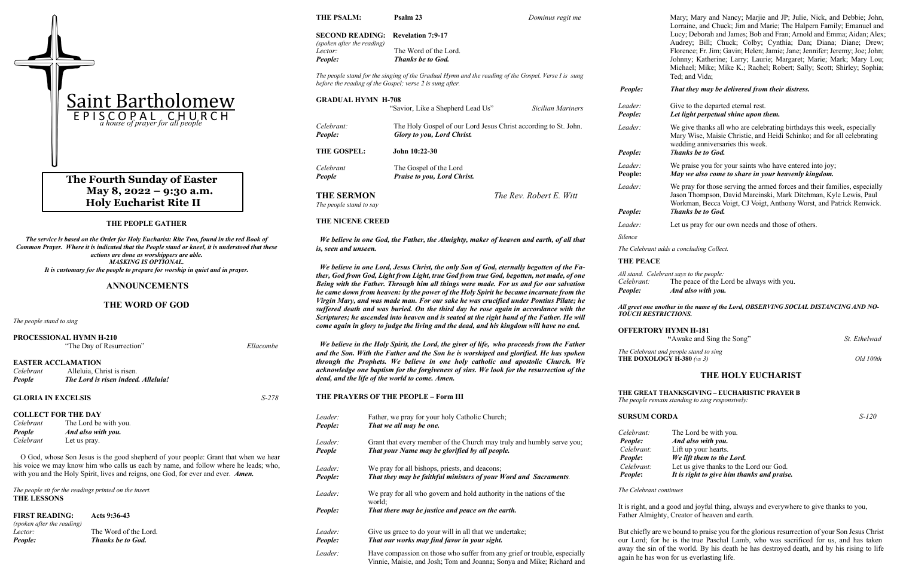# Saint Bartholomew

EPISCOPAL CHURCH

*a house of prayer for all people*

## The Fourth Sunday of Easter
## May 8, 2022 – 9:30 a.m.
## Holy Eucharist Rite II

### THE PEOPLE GATHER

***The service is based on the Order for Holy Eucharist: Rite Two, found in the red Book of Common Prayer. Where it is indicated that the People stand or kneel, it is understood that these actions are done as worshippers are able.***
***MASKING IS OPTIONAL.***
***It is customary for the people to prepare for worship in quiet and in prayer.***

### ANNOUNCEMENTS

### THE WORD OF GOD

*The people stand to sing*

**PROCESSIONAL HYMN H-210**
"The Day of Resurrection" — *Ellacombe*

**EASTER ACCLAMATION**
*Celebrant* Alleluia, Christ is risen.
*People* ***The Lord is risen indeed. Alleluia!***

**GLORIA IN EXCELSIS** — *S-278*

**COLLECT FOR THE DAY**
*Celebrant* The Lord be with you.
*People* ***And also with you.***
*Celebrant* Let us pray.

O God, whose Son Jesus is the good shepherd of your people: Grant that when we hear his voice we may know him who calls us each by name, and follow where he leads; who, with you and the Holy Spirit, lives and reigns, one God, for ever and ever. ***Amen.***

*The people sit for the readings printed on the insert.*

**THE LESSONS**

**FIRST READING: Acts 9:36-43**
*(spoken after the reading)*
*Lector:* The Word of the Lord.
*People:* ***Thanks be to God.***

**THE PSALM: Psalm 23** — *Dominus regit me*

**SECOND READING: Revelation 7:9-17**
*(spoken after the reading)*
*Lector:* The Word of the Lord.
*People:* ***Thanks be to God.***

*The people stand for the singing of the Gradual Hymn and the reading of the Gospel. Verse I is sung before the reading of the Gospel; verse 2 is sung after.*

**GRADUAL HYMN H-708**
"Savior, Like a Shepherd Lead Us" — *Sicilian Mariners*

*Celebrant:* The Holy Gospel of our Lord Jesus Christ according to St. John.
*People:* ***Glory to you, Lord Christ.***

**THE GOSPEL: John 10:22-30**

*Celebrant* The Gospel of the Lord
*People* ***Praise to you, Lord Christ.***

**THE SERMON** — *The Rev. Robert E. Witt*
*The people stand to say*

**THE NICENE CREED**

***We believe in one God, the Father, the Almighty, maker of heaven and earth, of all that is, seen and unseen.***

***We believe in one Lord, Jesus Christ, the only Son of God, eternally begotten of the Father, God from God, Light from Light, true God from true God, begotten, not made, of one Being with the Father. Through him all things were made. For us and for our salvation he came down from heaven: by the power of the Holy Spirit he became incarnate from the Virgin Mary, and was made man. For our sake he was crucified under Pontius Pilate; he suffered death and was buried. On the third day he rose again in accordance with the Scriptures; he ascended into heaven and is seated at the right hand of the Father. He will come again in glory to judge the living and the dead, and his kingdom will have no end.***

***We believe in the Holy Spirit, the Lord, the giver of life, who proceeds from the Father and the Son. With the Father and the Son he is worshiped and glorified. He has spoken through the Prophets. We believe in one holy catholic and apostolic Church. We acknowledge one baptism for the forgiveness of sins. We look for the resurrection of the dead, and the life of the world to come. Amen.***

**THE PRAYERS OF THE PEOPLE – Form III**

*Leader:* Father, we pray for your holy Catholic Church;
*People:* ***That we all may be one.***

*Leader:* Grant that every member of the Church may truly and humbly serve you;
*People* ***That your Name may be glorified by all people.***

*Leader:* We pray for all bishops, priests, and deacons;
*People:* ***That they may be faithful ministers of your Word and Sacraments.***

*Leader:* We pray for all who govern and hold authority in the nations of the world;
*People:* ***That there may be justice and peace on the earth.***

*Leader:* Give us grace to do your will in all that we undertake;
*People:* ***That our works may find favor in your sight.***

*Leader:* Have compassion on those who suffer from any grief or trouble, especially Vinnie, Maisie, and Josh; Tom and Joanna; Sonya and Mike; Richard and Mary; Mary and Nancy; Marjie and JP; Julie, Nick, and Debbie; John, Lorraine, and Chuck; Jim and Marie; The Halpern Family; Emanuel and Lucy; Deborah and James; Bob and Fran; Arnold and Emma; Aidan; Alex; Audrey; Bill; Chuck; Colby; Cynthia; Dan; Diana; Diane; Drew; Florence; Fr. Jim; Gavin; Helen; Jamie; Jane; Jennifer; Jeremy; Joe; John; Johnny; Katherine; Larry; Laurie; Margaret; Marie; Mark; Mary Lou; Michael; Mike; Mike K.; Rachel; Robert; Sally; Scott; Shirley; Sophia; Ted; and Vida;
*People:* ***That they may be delivered from their distress.***

*Leader:* Give to the departed eternal rest.
*People:* ***Let light perpetual shine upon them.***

*Leader:* We give thanks all who are celebrating birthdays this week, especially Mary Wise, Maisie Christie, and Heidi Schinko; and for all celebrating wedding anniversaries this week.
*People:* ***Thanks be to God.***

*Leader:* We praise you for your saints who have entered into joy;
**People:** ***May we also come to share in your heavenly kingdom.***

*Leader:* We pray for those serving the armed forces and their families, especially Jason Thompson, David Marcinski, Mark Ditchman, Kyle Lewis, Paul Workman, Becca Voigt, CJ Voigt, Anthony Worst, and Patrick Renwick.
*People:* ***Thanks be to God.***

*Leader:* Let us pray for our own needs and those of others.

*Silence*

*The Celebrant adds a concluding Collect.*

**THE PEACE**

*All stand. Celebrant says to the people:*
*Celebrant:* The peace of the Lord be always with you.
*People:* ***And also with you.***

***All greet one another in the name of the Lord, OBSERVING SOCIAL DISTANCING AND NO-TOUCH RESTRICTIONS.***

**OFFERTORY HYMN H-181**
**"**Awake and Sing the Song" — *St. Ethelwad*

*The Celebrant and people stand to sing*
**THE DOXOLOGY H-380** *(vs 3)* — *Old 100th*

### THE HOLY EUCHARIST

**THE GREAT THANKSGIVING – EUCHARISTIC PRAYER B**
*The people remain standing to sing responsively:*

**SURSUM CORDA** — *S-120*

*Celebrant:* The Lord be with you.
***People:*** ***And also with you.***
*Celebrant:* Lift up your hearts.
***People*:** ***We lift them to the Lord.***
*Celebrant:* Let us give thanks to the Lord our God.
***People*:** ***It is right to give him thanks and praise.***

*The Celebrant continues*

It is right, and a good and joyful thing, always and everywhere to give thanks to you, Father Almighty, Creator of heaven and earth.

But chiefly are we bound to praise you for the glorious resurrection of your Son Jesus Christ our Lord; for he is the true Paschal Lamb, who was sacrificed for us, and has taken away the sin of the world. By his death he has destroyed death, and by his rising to life again he has won for us everlasting life.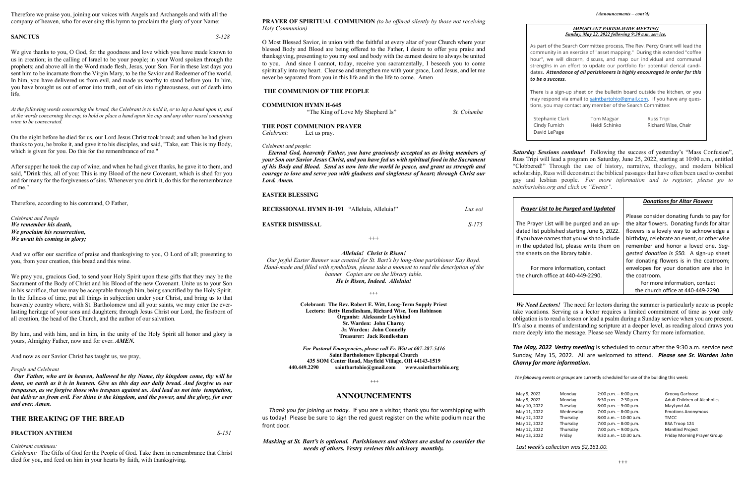Therefore we praise you, joining our voices with Angels and Archangels and with all the company of heaven, who for ever sing this hymn to proclaim the glory of your Name:

**SANCTUS** *S-128*

We give thanks to you, O God, for the goodness and love which you have made known to us in creation; in the calling of Israel to be your people; in your Word spoken through the prophets; and above all in the Word made flesh, Jesus, your Son. For in these last days you sent him to be incarnate from the Virgin Mary, to be the Savior and Redeemer of the world. In him, you have delivered us from evil, and made us worthy to stand before you. In him, you have brought us out of error into truth, out of sin into righteousness, out of death into life.

*At the following words concerning the bread, the Celebrant is to hold it, or to lay a hand upon it; and at the words concerning the cup, to hold or place a hand upon the cup and any other vessel containing wine to be consecrated.*

On the night before he died for us, our Lord Jesus Christ took bread; and when he had given thanks to you, he broke it, and gave it to his disciples, and said, "Take, eat: This is my Body, which is given for you. Do this for the remembrance of me."

After supper he took the cup of wine; and when he had given thanks, he gave it to them, and said, "Drink this, all of you: This is my Blood of the new Covenant, which is shed for you and for many for the forgiveness of sins. Whenever you drink it, do this for the remembrance of me."

Therefore, according to his command, O Father,

*Celebrant and People*
***We remember his death,***
***We proclaim his resurrection,***
***We await his coming in glory;***

And we offer our sacrifice of praise and thanksgiving to you, O Lord of all; presenting to you, from your creation, this bread and this wine.

We pray you, gracious God, to send your Holy Spirit upon these gifts that they may be the Sacrament of the Body of Christ and his Blood of the new Covenant. Unite us to your Son in his sacrifice, that we may be acceptable through him, being sanctified by the Holy Spirit. In the fullness of time, put all things in subjection under your Christ, and bring us to that heavenly country where, with St. Bartholomew and all your saints, we may enter the everlasting heritage of your sons and daughters; through Jesus Christ our Lord, the firstborn of all creation, the head of the Church, and the author of our salvation.

By him, and with him, and in him, in the unity of the Holy Spirit all honor and glory is yours, Almighty Father, now and for ever. ***AMEN.***

And now as our Savior Christ has taught us, we pray,

*People and Celebrant*
***Our Father, who art in heaven, hallowed be thy Name, thy kingdom come, thy will be done, on earth as it is in heaven. Give us this day our daily bread. And forgive us our trespasses, as we forgive those who trespass against us. And lead us not into temptation, but deliver us from evil. For thine is the kingdom, and the power, and the glory, for ever and ever. Amen.***

## THE BREAKING OF THE BREAD

**FRACTION ANTHEM** *S-151*

*Celebrant continues:*
*Celebrant:* The Gifts of God for the People of God. Take them in remembrance that Christ died for you, and feed on him in your hearts by faith, with thanksgiving.

**PRAYER OF SPIRITUAL COMMUNION** *(to be offered silently by those not receiving Holy Communion)*

O Most Blessed Savior, in union with the faithful at every altar of your Church where your blessed Body and Blood are being offered to the Father, I desire to offer you praise and thanksgiving, presenting to you my soul and body with the earnest desire to always be united to you. And since I cannot, today, receive you sacramentally, I beseech you to come spiritually into my heart. Cleanse and strengthen me with your grace, Lord Jesus, and let me never be separated from you in this life and in the life to come. Amen

**THE COMMUNION OF THE PEOPLE**

**COMMUNION HYMN H-645**
"The King of Love My Shepherd Is" *St. Columba*

**THE POST COMMUNION PRAYER**
*Celebrant:* Let us pray.

*Celebrant and people:*
***Eternal God, heavenly Father, you have graciously accepted us as living members of your Son our Savior Jesus Christ, and you have fed us with spiritual food in the Sacrament of his Body and Blood. Send us now into the world in peace, and grant us strength and courage to love and serve you with gladness and singleness of heart; through Christ our Lord. Amen.***

**EASTER BLESSING**

**RECESSIONAL HYMN H-191** "Alleluia, Alleluia!" *Lux eoi*

**EASTER DISMISSAL** *S-175*

+++

***Alleluia! Christ is Risen!***
*Our joyful Easter Banner was created for St. Bart's by long-time parishioner Kay Boyd. Hand-made and filled with symbolism, please take a moment to read the description of the banner. Copies are on the library table.*
***He is Risen, Indeed. Alleluia!***

+++

**Celebrant: The Rev. Robert E. Witt, Long-Term Supply Priest**
**Lectors: Betty Rendlesham, Richard Wise, Tom Robinson**
**Organist: Aleksandr Leybkind**
**Sr. Warden: John Charny**
**Jr. Warden: John Connelly**
**Treasurer: Jack Rendlesham**

***For Pastoral Emergencies, please call Fr. Witt at 607-287-5416***
**Saint Bartholomew Episcopal Church**
**435 SOM Center Road, Mayfield Village, OH 44143-1519**
**440.449.2290 saintbartohio@gmail.com www.saintbartohio.org**

+++

## ANNOUNCEMENTS

*Thank you for joining us today*. If you are a visitor, thank you for worshipping with us today! Please be sure to sign the red guest register on the white podium near the front door.

***Masking at St. Bart's is optional. Parishioners and visitors are asked to consider the needs of others. Vestry reviews this advisory monthly.***

*(Announcements – cont'd)*

***IMPORTANT PARISH-WIDE MEETING***
***Sunday, May 22, 2022 following 9:30 a.m. service.***

As part of the Search Committee process, The Rev. Percy Grant will lead the community in an exercise of "asset mapping." During this extended "coffee hour", we will discern, discuss, and map our individual and communal strengths in an effort to update our portfolio for potential clerical candidates. ***Attendance of all parishioners is highly encouraged in order for this to be a success.***

There is a sign-up sheet on the bulletin board outside the kitchen, or you may respond via email to saintbartohio@gmail.com. If you have any questions, you may contact any member of the Search Committee:

| | | |
|---|---|---|
| Stephanie Clark | Tom Magyar | Russ Tripi |
| Cindy Fumich | Heidi Schinko | Richard Wise, Chair |
| David LePage | | |

***Saturday Sessions continue***! Following the success of yesterday's "Mass Confusion", Russ Tripi will lead a program on Saturday, June 25, 2022, starting at 10:00 a.m., entitled "Clobbered!" Through the use of history, narrative, theology, and modern biblical scholarship, Russ will deconstruct the biblical passages that have often been used to combat gay and lesbian people. *For more information and to register, please go to saintbartohio.org and click on "Events".*

***Prayer List to be Purged and Updated***

The Prayer List will be purged and an updated list published starting June 5, 2022. If you have names that you wish to include in the updated list, please write them on the sheets on the library table.

For more information, contact the church office at 440-449-2290.

***Donations for Altar Flowers***

Please consider donating funds to pay for the altar flowers. Donating funds for altar flowers is a lovely way to acknowledge a birthday, celebrate an event, or otherwise remember and honor a loved one. *Suggested donation is $50.* A sign-up sheet for donating flowers is in the coatroom; envelopes for your donation are also in the coatroom.

For more information, contact the church office at 440-449-2290.

***We Need Lectors!*** The need for lectors during the summer is particularly acute as people take vacations. Serving as a lector requires a limited commitment of time as your only obligation is to read a lesson or lead a psalm during a Sunday service when you are present. It's also a means of understanding scripture at a deeper level, as reading aloud draws you more deeply into the message. Please see Wendy Charny for more information.

***The May, 2022 Vestry meeting*** is scheduled to occur after the 9:30 a.m. service next Sunday, May 15, 2022. All are welcomed to attend. ***Please see Sr. Warden John Charny for more information.***

*The following events or groups are currently scheduled for use of the building this week:*

| | | | |
|---|---|---|---|
| May 9, 2022 | Monday | 2:00 p.m. – 6:00 p.m. | Groovy Garfoose |
| May 9, 2022 | Monday | 6:30 p.m. – 7:30 p.m. | Adult Children of Alcoholics |
| May 10, 2022 | Tuesday | 8:00 p.m. – 9:00 p.m. | MayLynd AA |
| May 11, 2022 | Wednesday | 7:00 p.m. – 8:00 p.m. | Emotions Anonymous |
| May 12, 2022 | Thursday | 8:00 a.m. – 10:00 a.m. | TMCC |
| May 12, 2022 | Thursday | 7:00 p.m. – 8:00 p.m. | BSA Troop 124 |
| May 12, 2022 | Thursday | 7:00 p.m. – 9:00 p.m. | ManKind Project |
| May 13, 2022 | Friday | 9:30 a.m. – 10:30 a.m. | Friday Morning Prayer Group |

*Last week's collection was $2,161.00.*

+++